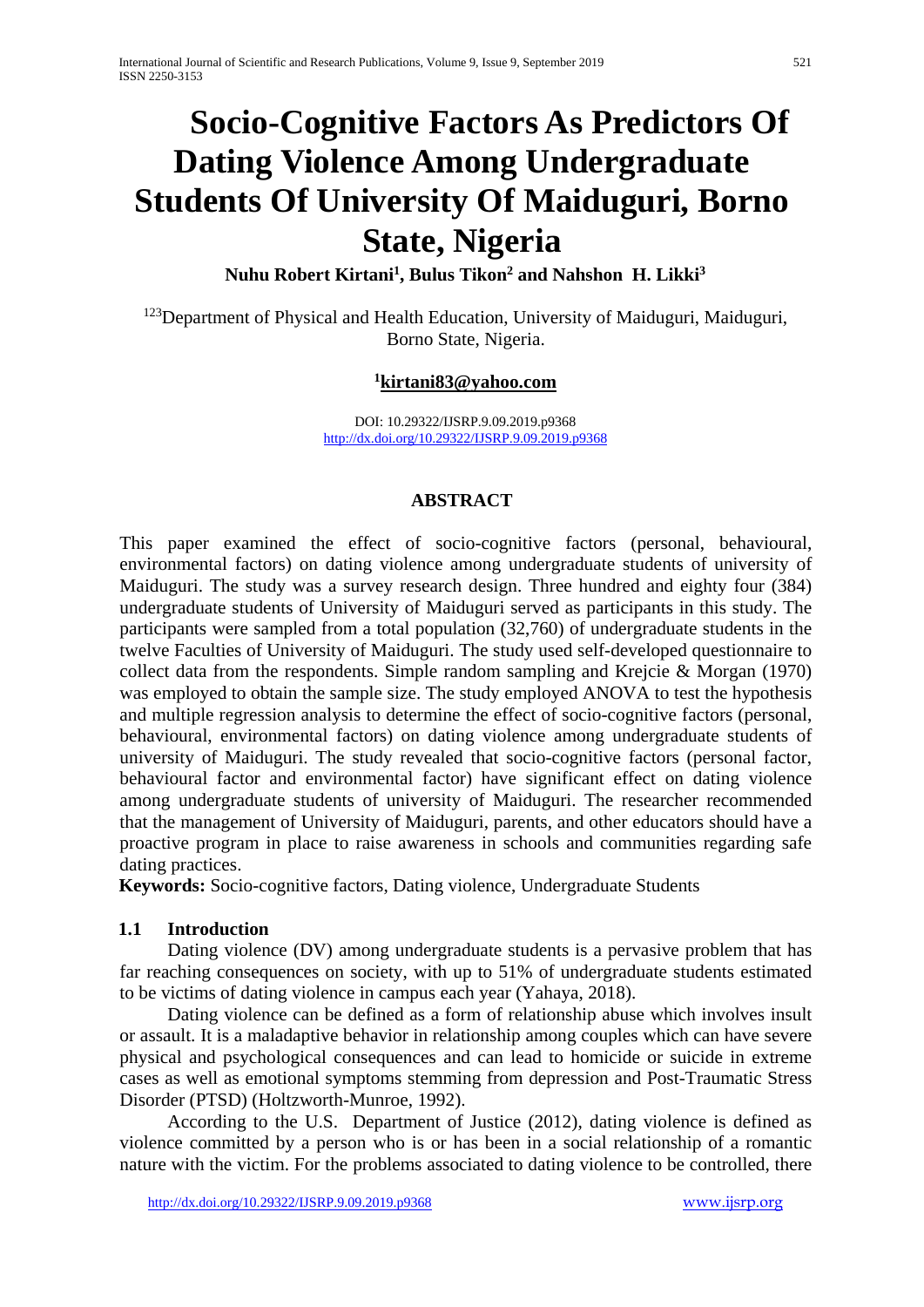# Socio-Cognitive Factors As Predictors Of Dating Violence Among Undergraduate Students Of University Of Maiduguri, Borno State, Nigeria

**Nuhu Robert Kirtani[1], Bulus Tikon[2] and Nahshon H. Likki[3]**

[123]Department of Physical and Health Education, University of Maiduguri, Maiduguri, Borno State, Nigeria.

[1]kirtani83@yahoo.com

DOI: 10.29322/IJSRP.9.09.2019.p9368
http://dx.doi.org/10.29322/IJSRP.9.09.2019.p9368

## ABSTRACT

This paper examined the effect of socio-cognitive factors (personal, behavioural, environmental factors) on dating violence among undergraduate students of university of Maiduguri. The study was a survey research design. Three hundred and eighty four (384) undergraduate students of University of Maiduguri served as participants in this study. The participants were sampled from a total population (32,760) of undergraduate students in the twelve Faculties of University of Maiduguri. The study used self-developed questionnaire to collect data from the respondents. Simple random sampling and Krejcie & Morgan (1970) was employed to obtain the sample size. The study employed ANOVA to test the hypothesis and multiple regression analysis to determine the effect of socio-cognitive factors (personal, behavioural, environmental factors) on dating violence among undergraduate students of university of Maiduguri. The study revealed that socio-cognitive factors (personal factor, behavioural factor and environmental factor) have significant effect on dating violence among undergraduate students of university of Maiduguri. The researcher recommended that the management of University of Maiduguri, parents, and other educators should have a proactive program in place to raise awareness in schools and communities regarding safe dating practices.

**Keywords:** Socio-cognitive factors, Dating violence, Undergraduate Students

## 1.1 Introduction

Dating violence (DV) among undergraduate students is a pervasive problem that has far reaching consequences on society, with up to 51% of undergraduate students estimated to be victims of dating violence in campus each year (Yahaya, 2018).

Dating violence can be defined as a form of relationship abuse which involves insult or assault. It is a maladaptive behavior in relationship among couples which can have severe physical and psychological consequences and can lead to homicide or suicide in extreme cases as well as emotional symptoms stemming from depression and Post-Traumatic Stress Disorder (PTSD) (Holtzworth-Munroe, 1992).

According to the U.S. Department of Justice (2012), dating violence is defined as violence committed by a person who is or has been in a social relationship of a romantic nature with the victim. For the problems associated to dating violence to be controlled, there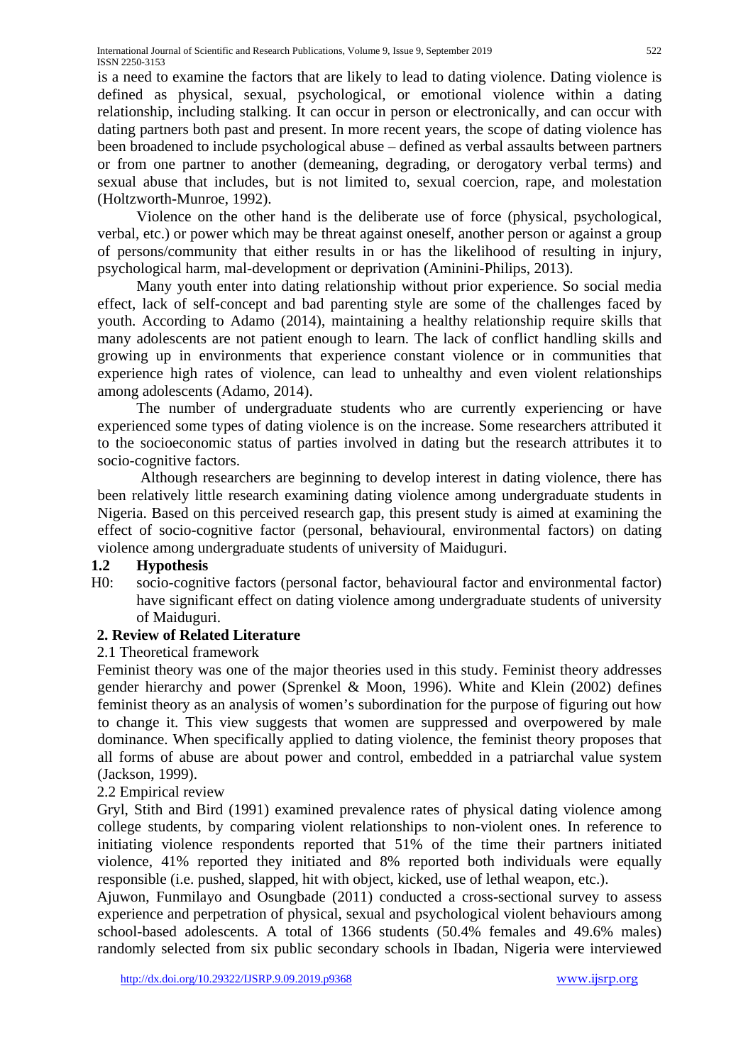is a need to examine the factors that are likely to lead to dating violence. Dating violence is defined as physical, sexual, psychological, or emotional violence within a dating relationship, including stalking. It can occur in person or electronically, and can occur with dating partners both past and present. In more recent years, the scope of dating violence has been broadened to include psychological abuse – defined as verbal assaults between partners or from one partner to another (demeaning, degrading, or derogatory verbal terms) and sexual abuse that includes, but is not limited to, sexual coercion, rape, and molestation (Holtzworth-Munroe, 1992).

Violence on the other hand is the deliberate use of force (physical, psychological, verbal, etc.) or power which may be threat against oneself, another person or against a group of persons/community that either results in or has the likelihood of resulting in injury, psychological harm, mal-development or deprivation (Aminini-Philips, 2013).

Many youth enter into dating relationship without prior experience. So social media effect, lack of self-concept and bad parenting style are some of the challenges faced by youth. According to Adamo (2014), maintaining a healthy relationship require skills that many adolescents are not patient enough to learn. The lack of conflict handling skills and growing up in environments that experience constant violence or in communities that experience high rates of violence, can lead to unhealthy and even violent relationships among adolescents (Adamo, 2014).

The number of undergraduate students who are currently experiencing or have experienced some types of dating violence is on the increase. Some researchers attributed it to the socioeconomic status of parties involved in dating but the research attributes it to socio-cognitive factors.

Although researchers are beginning to develop interest in dating violence, there has been relatively little research examining dating violence among undergraduate students in Nigeria. Based on this perceived research gap, this present study is aimed at examining the effect of socio-cognitive factor (personal, behavioural, environmental factors) on dating violence among undergraduate students of university of Maiduguri.

### 1.2 Hypothesis

H0: socio-cognitive factors (personal factor, behavioural factor and environmental factor) have significant effect on dating violence among undergraduate students of university of Maiduguri.

## 2. Review of Related Literature

### 2.1 Theoretical framework

Feminist theory was one of the major theories used in this study. Feminist theory addresses gender hierarchy and power (Sprenkel & Moon, 1996). White and Klein (2002) defines feminist theory as an analysis of women's subordination for the purpose of figuring out how to change it. This view suggests that women are suppressed and overpowered by male dominance. When specifically applied to dating violence, the feminist theory proposes that all forms of abuse are about power and control, embedded in a patriarchal value system (Jackson, 1999).

### 2.2 Empirical review

Gryl, Stith and Bird (1991) examined prevalence rates of physical dating violence among college students, by comparing violent relationships to non-violent ones. In reference to initiating violence respondents reported that 51% of the time their partners initiated violence, 41% reported they initiated and 8% reported both individuals were equally responsible (i.e. pushed, slapped, hit with object, kicked, use of lethal weapon, etc.).

Ajuwon, Funmilayo and Osungbade (2011) conducted a cross-sectional survey to assess experience and perpetration of physical, sexual and psychological violent behaviours among school-based adolescents. A total of 1366 students (50.4% females and 49.6% males) randomly selected from six public secondary schools in Ibadan, Nigeria were interviewed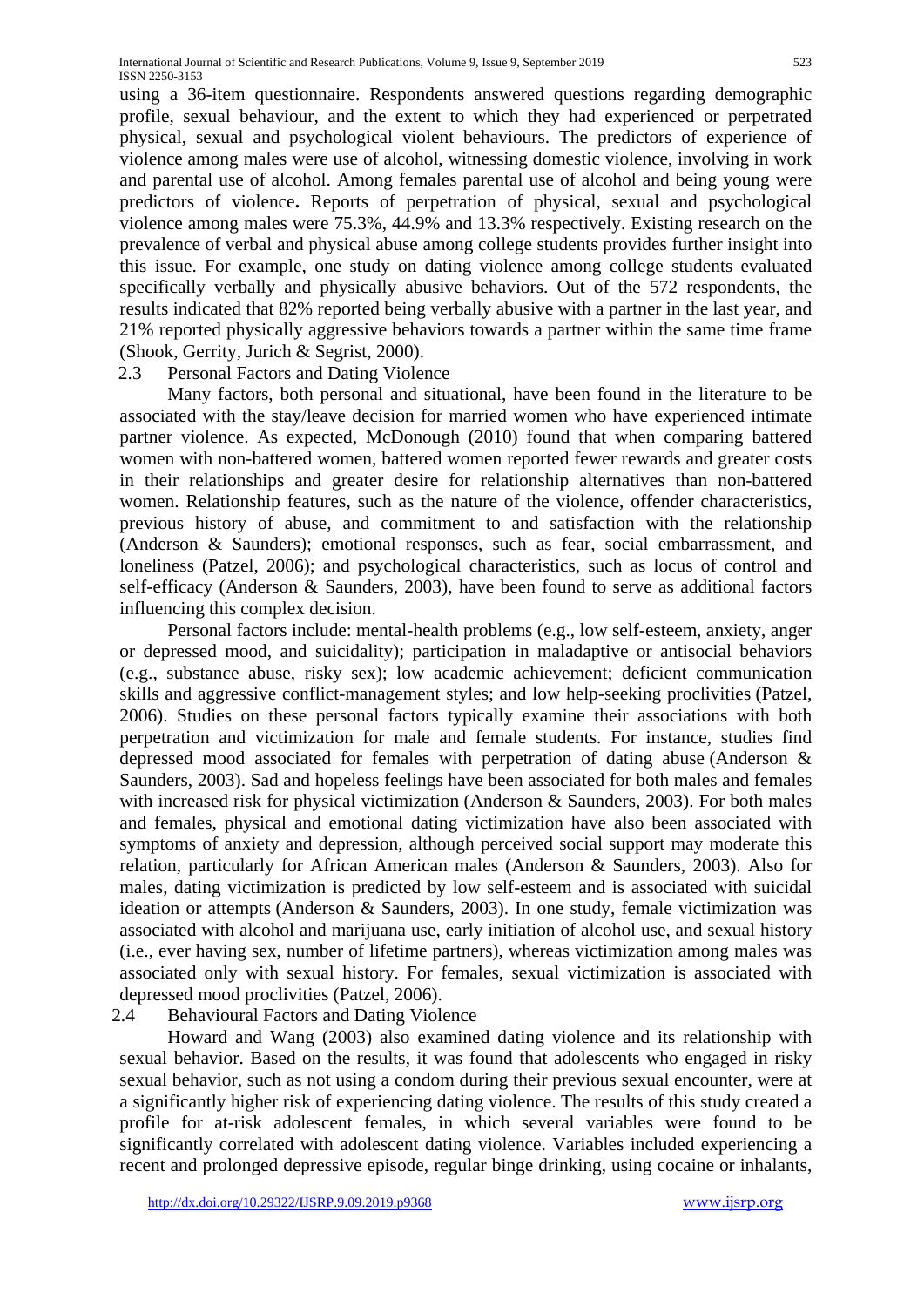using a 36-item questionnaire. Respondents answered questions regarding demographic profile, sexual behaviour, and the extent to which they had experienced or perpetrated physical, sexual and psychological violent behaviours. The predictors of experience of violence among males were use of alcohol, witnessing domestic violence, involving in work and parental use of alcohol. Among females parental use of alcohol and being young were predictors of violence**.** Reports of perpetration of physical, sexual and psychological violence among males were 75.3%, 44.9% and 13.3% respectively. Existing research on the prevalence of verbal and physical abuse among college students provides further insight into this issue. For example, one study on dating violence among college students evaluated specifically verbally and physically abusive behaviors. Out of the 572 respondents, the results indicated that 82% reported being verbally abusive with a partner in the last year, and 21% reported physically aggressive behaviors towards a partner within the same time frame (Shook, Gerrity, Jurich & Segrist, 2000).

## 2.3 Personal Factors and Dating Violence

Many factors, both personal and situational, have been found in the literature to be associated with the stay/leave decision for married women who have experienced intimate partner violence. As expected, McDonough (2010) found that when comparing battered women with non-battered women, battered women reported fewer rewards and greater costs in their relationships and greater desire for relationship alternatives than non-battered women. Relationship features, such as the nature of the violence, offender characteristics, previous history of abuse, and commitment to and satisfaction with the relationship (Anderson & Saunders); emotional responses, such as fear, social embarrassment, and loneliness (Patzel, 2006); and psychological characteristics, such as locus of control and self-efficacy (Anderson & Saunders, 2003), have been found to serve as additional factors influencing this complex decision.

Personal factors include: mental-health problems (e.g., low self-esteem, anxiety, anger or depressed mood, and suicidality); participation in maladaptive or antisocial behaviors (e.g., substance abuse, risky sex); low academic achievement; deficient communication skills and aggressive conflict-management styles; and low help-seeking proclivities (Patzel, 2006). Studies on these personal factors typically examine their associations with both perpetration and victimization for male and female students. For instance, studies find depressed mood associated for females with perpetration of dating abuse (Anderson & Saunders, 2003). Sad and hopeless feelings have been associated for both males and females with increased risk for physical victimization (Anderson & Saunders, 2003). For both males and females, physical and emotional dating victimization have also been associated with symptoms of anxiety and depression, although perceived social support may moderate this relation, particularly for African American males (Anderson & Saunders, 2003). Also for males, dating victimization is predicted by low self-esteem and is associated with suicidal ideation or attempts (Anderson & Saunders, 2003). In one study, female victimization was associated with alcohol and marijuana use, early initiation of alcohol use, and sexual history (i.e., ever having sex, number of lifetime partners), whereas victimization among males was associated only with sexual history. For females, sexual victimization is associated with depressed mood proclivities (Patzel, 2006).

## 2.4 Behavioural Factors and Dating Violence

Howard and Wang (2003) also examined dating violence and its relationship with sexual behavior. Based on the results, it was found that adolescents who engaged in risky sexual behavior, such as not using a condom during their previous sexual encounter, were at a significantly higher risk of experiencing dating violence. The results of this study created a profile for at-risk adolescent females, in which several variables were found to be significantly correlated with adolescent dating violence. Variables included experiencing a recent and prolonged depressive episode, regular binge drinking, using cocaine or inhalants,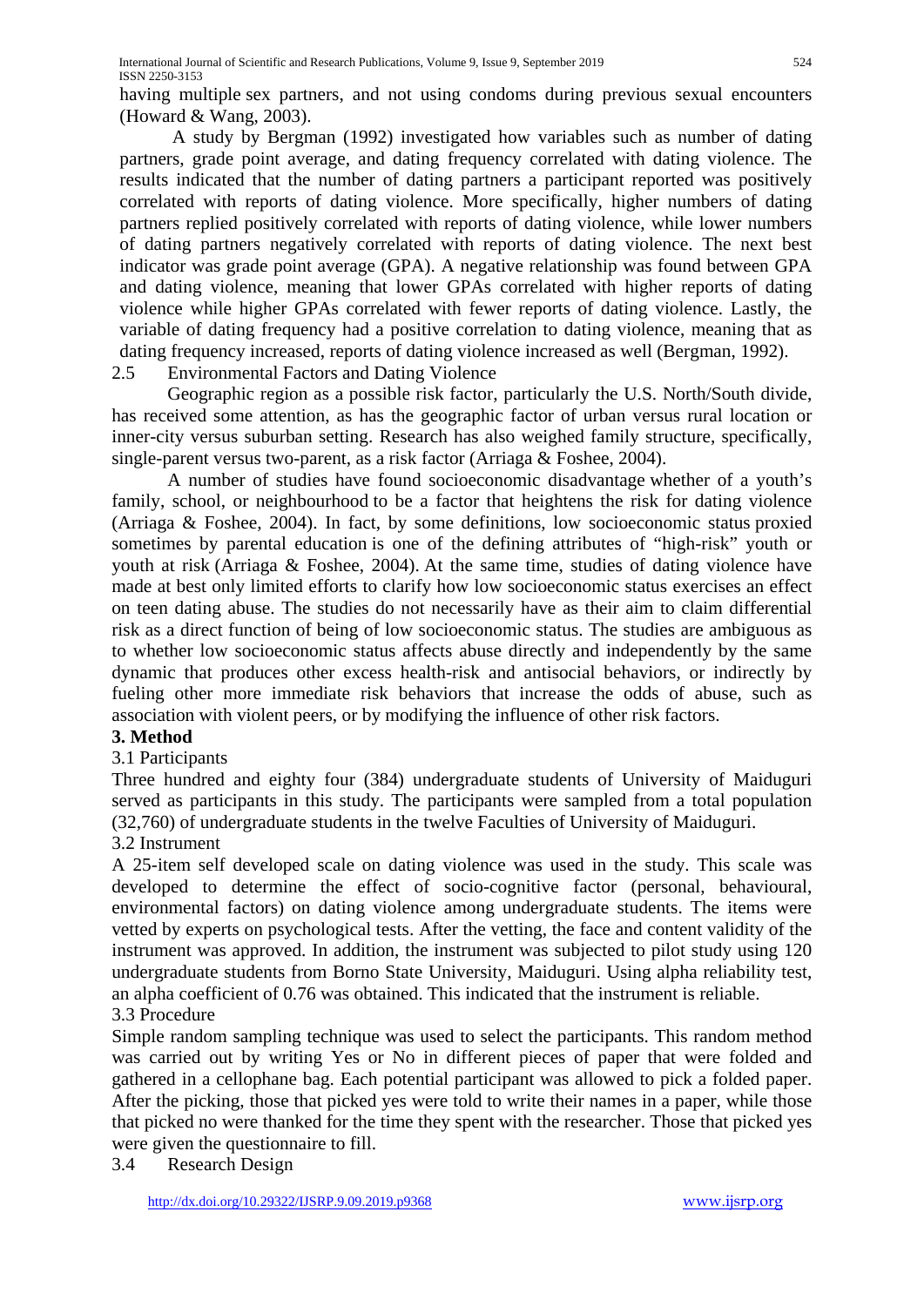having multiple sex partners, and not using condoms during previous sexual encounters (Howard & Wang, 2003).

A study by Bergman (1992) investigated how variables such as number of dating partners, grade point average, and dating frequency correlated with dating violence. The results indicated that the number of dating partners a participant reported was positively correlated with reports of dating violence. More specifically, higher numbers of dating partners replied positively correlated with reports of dating violence, while lower numbers of dating partners negatively correlated with reports of dating violence. The next best indicator was grade point average (GPA). A negative relationship was found between GPA and dating violence, meaning that lower GPAs correlated with higher reports of dating violence while higher GPAs correlated with fewer reports of dating violence. Lastly, the variable of dating frequency had a positive correlation to dating violence, meaning that as dating frequency increased, reports of dating violence increased as well (Bergman, 1992).

### 2.5 Environmental Factors and Dating Violence

Geographic region as a possible risk factor, particularly the U.S. North/South divide, has received some attention, as has the geographic factor of urban versus rural location or inner-city versus suburban setting. Research has also weighed family structure, specifically, single-parent versus two-parent, as a risk factor (Arriaga & Foshee, 2004).

A number of studies have found socioeconomic disadvantage whether of a youth's family, school, or neighbourhood to be a factor that heightens the risk for dating violence (Arriaga & Foshee, 2004). In fact, by some definitions, low socioeconomic status proxied sometimes by parental education is one of the defining attributes of "high-risk" youth or youth at risk (Arriaga & Foshee, 2004). At the same time, studies of dating violence have made at best only limited efforts to clarify how low socioeconomic status exercises an effect on teen dating abuse. The studies do not necessarily have as their aim to claim differential risk as a direct function of being of low socioeconomic status. The studies are ambiguous as to whether low socioeconomic status affects abuse directly and independently by the same dynamic that produces other excess health-risk and antisocial behaviors, or indirectly by fueling other more immediate risk behaviors that increase the odds of abuse, such as association with violent peers, or by modifying the influence of other risk factors.

## 3. Method

### 3.1 Participants

Three hundred and eighty four (384) undergraduate students of University of Maiduguri served as participants in this study. The participants were sampled from a total population (32,760) of undergraduate students in the twelve Faculties of University of Maiduguri.

### 3.2 Instrument

A 25-item self developed scale on dating violence was used in the study. This scale was developed to determine the effect of socio-cognitive factor (personal, behavioural, environmental factors) on dating violence among undergraduate students. The items were vetted by experts on psychological tests. After the vetting, the face and content validity of the instrument was approved. In addition, the instrument was subjected to pilot study using 120 undergraduate students from Borno State University, Maiduguri. Using alpha reliability test, an alpha coefficient of 0.76 was obtained. This indicated that the instrument is reliable.

### 3.3 Procedure

Simple random sampling technique was used to select the participants. This random method was carried out by writing Yes or No in different pieces of paper that were folded and gathered in a cellophane bag. Each potential participant was allowed to pick a folded paper. After the picking, those that picked yes were told to write their names in a paper, while those that picked no were thanked for the time they spent with the researcher. Those that picked yes were given the questionnaire to fill.

### 3.4 Research Design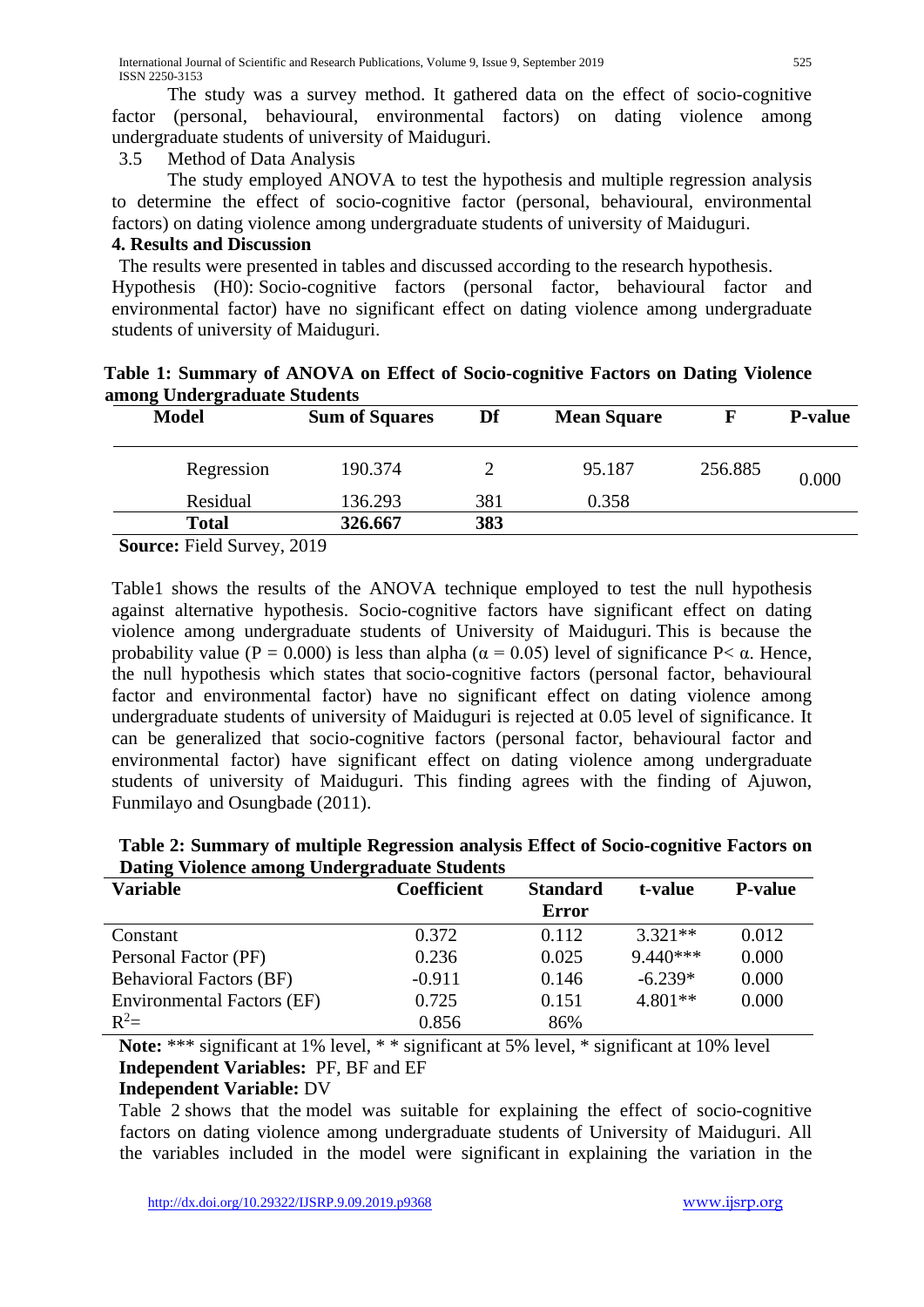The study was a survey method. It gathered data on the effect of socio-cognitive factor (personal, behavioural, environmental factors) on dating violence among undergraduate students of university of Maiduguri.

3.5 Method of Data Analysis

The study employed ANOVA to test the hypothesis and multiple regression analysis to determine the effect of socio-cognitive factor (personal, behavioural, environmental factors) on dating violence among undergraduate students of university of Maiduguri.

## 4. Results and Discussion

The results were presented in tables and discussed according to the research hypothesis.

Hypothesis (H0): Socio-cognitive factors (personal factor, behavioural factor and environmental factor) have no significant effect on dating violence among undergraduate students of university of Maiduguri.

**Table 1: Summary of ANOVA on Effect of Socio-cognitive Factors on Dating Violence among Undergraduate Students**

| Model | Sum of Squares | Df | Mean Square | F | P-value |
|---|---|---|---|---|---|
| Regression | 190.374 | 2 | 95.187 | 256.885 | 0.000 |
| Residual | 136.293 | 381 | 0.358 | | |
| **Total** | **326.667** | **383** | | | |

**Source:** Field Survey, 2019

Table1 shows the results of the ANOVA technique employed to test the null hypothesis against alternative hypothesis. Socio-cognitive factors have significant effect on dating violence among undergraduate students of University of Maiduguri. This is because the probability value (P = 0.000) is less than alpha ($\alpha = 0.05$) level of significance $P < \alpha$. Hence, the null hypothesis which states that socio-cognitive factors (personal factor, behavioural factor and environmental factor) have no significant effect on dating violence among undergraduate students of university of Maiduguri is rejected at 0.05 level of significance. It can be generalized that socio-cognitive factors (personal factor, behavioural factor and environmental factor) have significant effect on dating violence among undergraduate students of university of Maiduguri. This finding agrees with the finding of Ajuwon, Funmilayo and Osungbade (2011).

**Table 2: Summary of multiple Regression analysis Effect of Socio-cognitive Factors on Dating Violence among Undergraduate Students**

| Variable | Coefficient | Standard Error | t-value | P-value |
|---|---|---|---|---|
| Constant | 0.372 | 0.112 | 3.321** | 0.012 |
| Personal Factor (PF) | 0.236 | 0.025 | 9.440*** | 0.000 |
| Behavioral Factors (BF) | -0.911 | 0.146 | -6.239* | 0.000 |
| Environmental Factors (EF) | 0.725 | 0.151 | 4.801** | 0.000 |
| $R^2$= | 0.856 | 86% | | |

**Note:** *** significant at 1% level, * * significant at 5% level, * significant at 10% level

**Independent Variables:** PF, BF and EF

**Independent Variable:** DV

Table 2 shows that the model was suitable for explaining the effect of socio-cognitive factors on dating violence among undergraduate students of University of Maiduguri. All the variables included in the model were significant in explaining the variation in the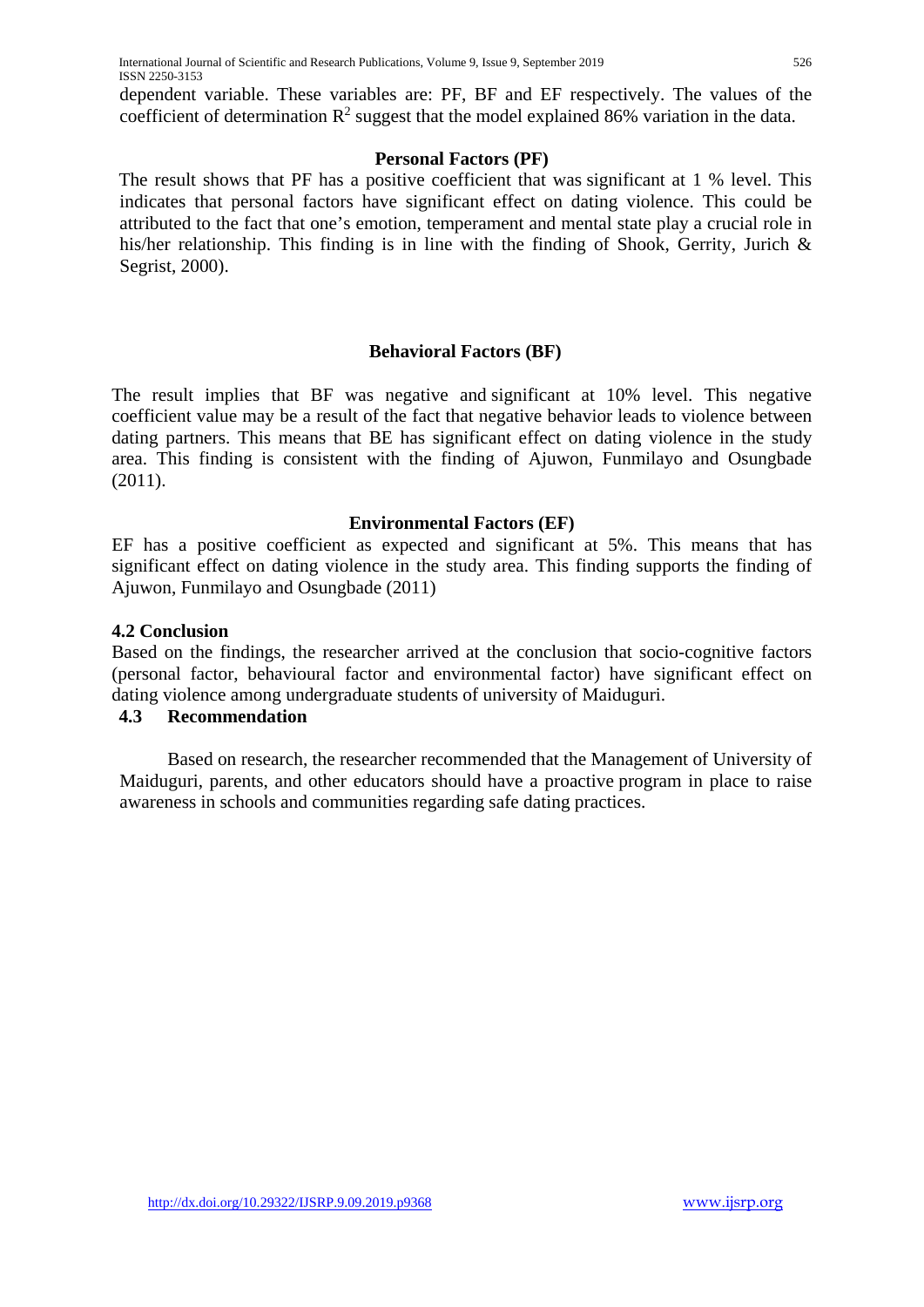dependent variable. These variables are: PF, BF and EF respectively. The values of the coefficient of determination $R^2$ suggest that the model explained 86% variation in the data.

**Personal Factors (PF)**

The result shows that PF has a positive coefficient that was significant at 1 % level. This indicates that personal factors have significant effect on dating violence. This could be attributed to the fact that one's emotion, temperament and mental state play a crucial role in his/her relationship. This finding is in line with the finding of Shook, Gerrity, Jurich & Segrist, 2000).

**Behavioral Factors (BF)**

The result implies that BF was negative and significant at 10% level. This negative coefficient value may be a result of the fact that negative behavior leads to violence between dating partners. This means that BE has significant effect on dating violence in the study area. This finding is consistent with the finding of Ajuwon, Funmilayo and Osungbade (2011).

**Environmental Factors (EF)**

EF has a positive coefficient as expected and significant at 5%. This means that has significant effect on dating violence in the study area. This finding supports the finding of Ajuwon, Funmilayo and Osungbade (2011)

## 4.2 Conclusion

Based on the findings, the researcher arrived at the conclusion that socio-cognitive factors (personal factor, behavioural factor and environmental factor) have significant effect on dating violence among undergraduate students of university of Maiduguri.

## 4.3 Recommendation

Based on research, the researcher recommended that the Management of University of Maiduguri, parents, and other educators should have a proactive program in place to raise awareness in schools and communities regarding safe dating practices.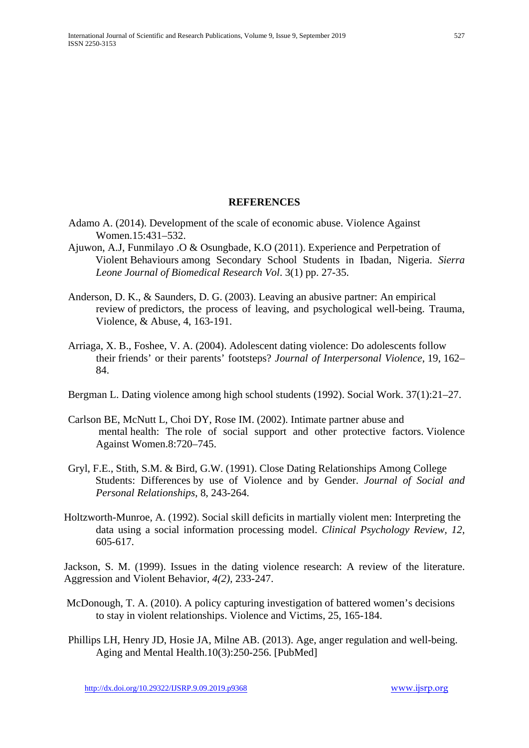## REFERENCES

Adamo A. (2014). Development of the scale of economic abuse. Violence Against Women.15:431–532.

Ajuwon, A.J, Funmilayo .O & Osungbade, K.O (2011). Experience and Perpetration of Violent Behaviours among Secondary School Students in Ibadan, Nigeria. *Sierra Leone Journal of Biomedical Research Vol*. 3(1) pp. 27-35.

Anderson, D. K., & Saunders, D. G. (2003). Leaving an abusive partner: An empirical review of predictors, the process of leaving, and psychological well-being. Trauma, Violence, & Abuse, 4, 163-191.

Arriaga, X. B., Foshee, V. A. (2004). Adolescent dating violence: Do adolescents follow their friends' or their parents' footsteps? *Journal of Interpersonal Violence*, 19, 162–84.

Bergman L. Dating violence among high school students (1992). Social Work. 37(1):21–27.

Carlson BE, McNutt L, Choi DY, Rose IM. (2002). Intimate partner abuse and mental health: The role of social support and other protective factors. Violence Against Women.8:720–745.

Gryl, F.E., Stith, S.M. & Bird, G.W. (1991). Close Dating Relationships Among College Students: Differences by use of Violence and by Gender. *Journal of Social and Personal Relationships*, 8, 243-264.

Holtzworth-Munroe, A. (1992). Social skill deficits in martially violent men: Interpreting the data using a social information processing model. *Clinical Psychology Review*, *12*, 605-617.

Jackson, S. M. (1999). Issues in the dating violence research: A review of the literature. Aggression and Violent Behavior, *4(2)*, 233-247.

McDonough, T. A. (2010). A policy capturing investigation of battered women's decisions to stay in violent relationships. Violence and Victims, 25, 165-184.

Phillips LH, Henry JD, Hosie JA, Milne AB. (2013). Age, anger regulation and well-being. Aging and Mental Health.10(3):250-256. [PubMed]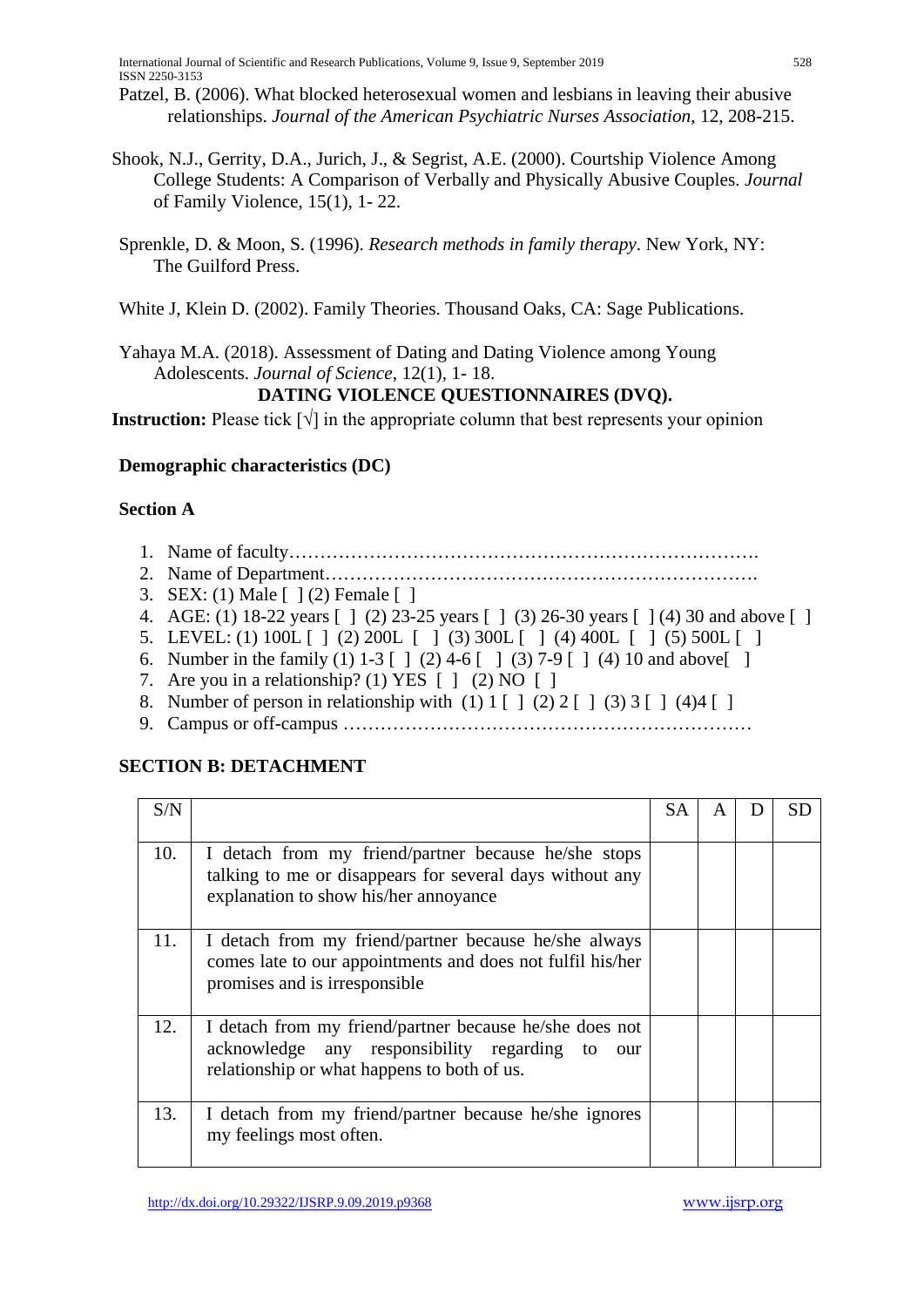Patzel, B. (2006). What blocked heterosexual women and lesbians in leaving their abusive relationships. *Journal of the American Psychiatric Nurses Association*, 12, 208-215.

Shook, N.J., Gerrity, D.A., Jurich, J., & Segrist, A.E. (2000). Courtship Violence Among College Students: A Comparison of Verbally and Physically Abusive Couples. *Journal* of Family Violence, 15(1), 1- 22.

Sprenkle, D. & Moon, S. (1996). *Research methods in family therapy*. New York, NY: The Guilford Press.

White J, Klein D. (2002). Family Theories. Thousand Oaks, CA: Sage Publications.

Yahaya M.A. (2018). Assessment of Dating and Dating Violence among Young Adolescents. *Journal of Science*, 12(1), 1- 18.

**DATING VIOLENCE QUESTIONNAIRES (DVQ).**

**Instruction:** Please tick [√] in the appropriate column that best represents your opinion

**Demographic characteristics (DC)**

**Section A**

1. Name of faculty……………………………………………………………………….
2. Name of Department…………………………………………………………….
3. SEX: (1) Male [ ] (2) Female [ ]
4. AGE: (1) 18-22 years [ ] (2) 23-25 years [ ] (3) 26-30 years [ ] (4) 30 and above [ ]
5. LEVEL: (1) 100L [ ] (2) 200L [ ] (3) 300L [ ] (4) 400L [ ] (5) 500L [ ]
6. Number in the family (1) 1-3 [ ] (2) 4-6 [ ] (3) 7-9 [ ] (4) 10 and above[ ]
7. Are you in a relationship? (1) YES [ ] (2) NO [ ]
8. Number of person in relationship with (1) 1 [ ] (2) 2 [ ] (3) 3 [ ] (4)4 [ ]
9. Campus or off-campus …………………………………………………………

**SECTION B: DETACHMENT**

| S/N | | SA | A | D | SD |
|---|---|---|---|---|---|
| 10. | I detach from my friend/partner because he/she stops talking to me or disappears for several days without any explanation to show his/her annoyance | | | | |
| 11. | I detach from my friend/partner because he/she always comes late to our appointments and does not fulfil his/her promises and is irresponsible | | | | |
| 12. | I detach from my friend/partner because he/she does not acknowledge any responsibility regarding to our relationship or what happens to both of us. | | | | |
| 13. | I detach from my friend/partner because he/she ignores my feelings most often. | | | | |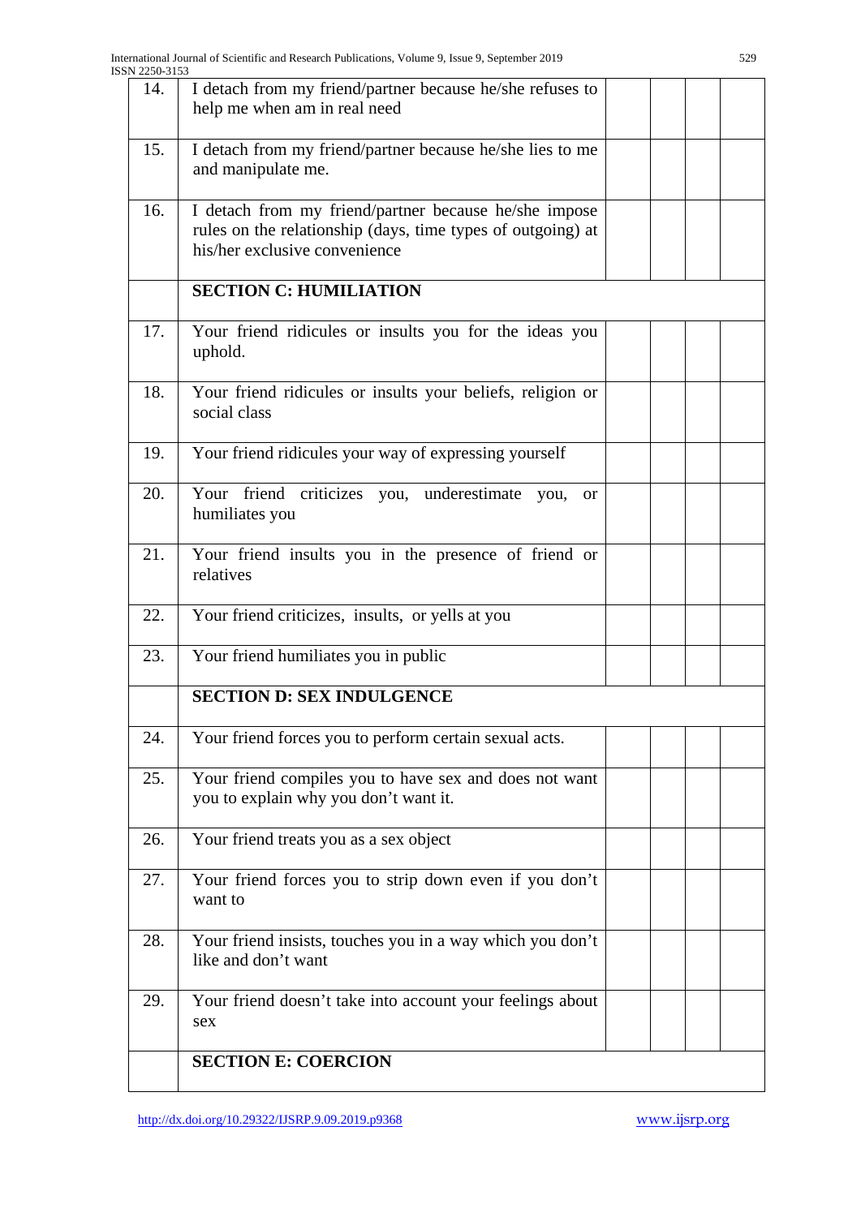| | | | | | |
|---|---|---|---|---|---|
| 14. | I detach from my friend/partner because he/she refuses to help me when am in real need | | | | |
| 15. | I detach from my friend/partner because he/she lies to me and manipulate me. | | | | |
| 16. | I detach from my friend/partner because he/she impose rules on the relationship (days, time types of outgoing) at his/her exclusive convenience | | | | |
| | **SECTION C: HUMILIATION** | | | | |
| 17. | Your friend ridicules or insults you for the ideas you uphold. | | | | |
| 18. | Your friend ridicules or insults your beliefs, religion or social class | | | | |
| 19. | Your friend ridicules your way of expressing yourself | | | | |
| 20. | Your friend criticizes you, underestimate you, or humiliates you | | | | |
| 21. | Your friend insults you in the presence of friend or relatives | | | | |
| 22. | Your friend criticizes, insults, or yells at you | | | | |
| 23. | Your friend humiliates you in public | | | | |
| | **SECTION D: SEX INDULGENCE** | | | | |
| 24. | Your friend forces you to perform certain sexual acts. | | | | |
| 25. | Your friend compiles you to have sex and does not want you to explain why you don't want it. | | | | |
| 26. | Your friend treats you as a sex object | | | | |
| 27. | Your friend forces you to strip down even if you don't want to | | | | |
| 28. | Your friend insists, touches you in a way which you don't like and don't want | | | | |
| 29. | Your friend doesn't take into account your feelings about sex | | | | |
| | **SECTION E: COERCION** | | | | |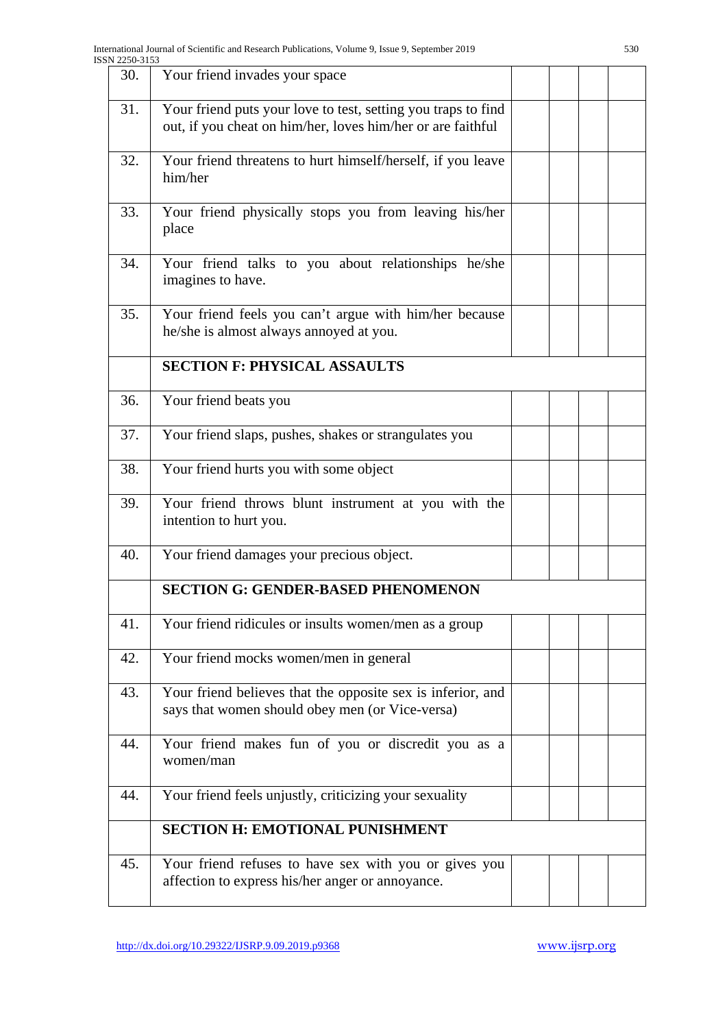| | | | | | |
|---|---|---|---|---|---|
| 30. | Your friend invades your space | | | | |
| 31. | Your friend puts your love to test, setting you traps to find out, if you cheat on him/her, loves him/her or are faithful | | | | |
| 32. | Your friend threatens to hurt himself/herself, if you leave him/her | | | | |
| 33. | Your friend physically stops you from leaving his/her place | | | | |
| 34. | Your friend talks to you about relationships he/she imagines to have. | | | | |
| 35. | Your friend feels you can't argue with him/her because he/she is almost always annoyed at you. | | | | |
| | **SECTION F: PHYSICAL ASSAULTS** | | | | |
| 36. | Your friend beats you | | | | |
| 37. | Your friend slaps, pushes, shakes or strangulates you | | | | |
| 38. | Your friend hurts you with some object | | | | |
| 39. | Your friend throws blunt instrument at you with the intention to hurt you. | | | | |
| 40. | Your friend damages your precious object. | | | | |
| | **SECTION G: GENDER-BASED PHENOMENON** | | | | |
| 41. | Your friend ridicules or insults women/men as a group | | | | |
| 42. | Your friend mocks women/men in general | | | | |
| 43. | Your friend believes that the opposite sex is inferior, and says that women should obey men (or Vice-versa) | | | | |
| 44. | Your friend makes fun of you or discredit you as a women/man | | | | |
| 44. | Your friend feels unjustly, criticizing your sexuality | | | | |
| | **SECTION H: EMOTIONAL PUNISHMENT** | | | | |
| 45. | Your friend refuses to have sex with you or gives you affection to express his/her anger or annoyance. | | | | |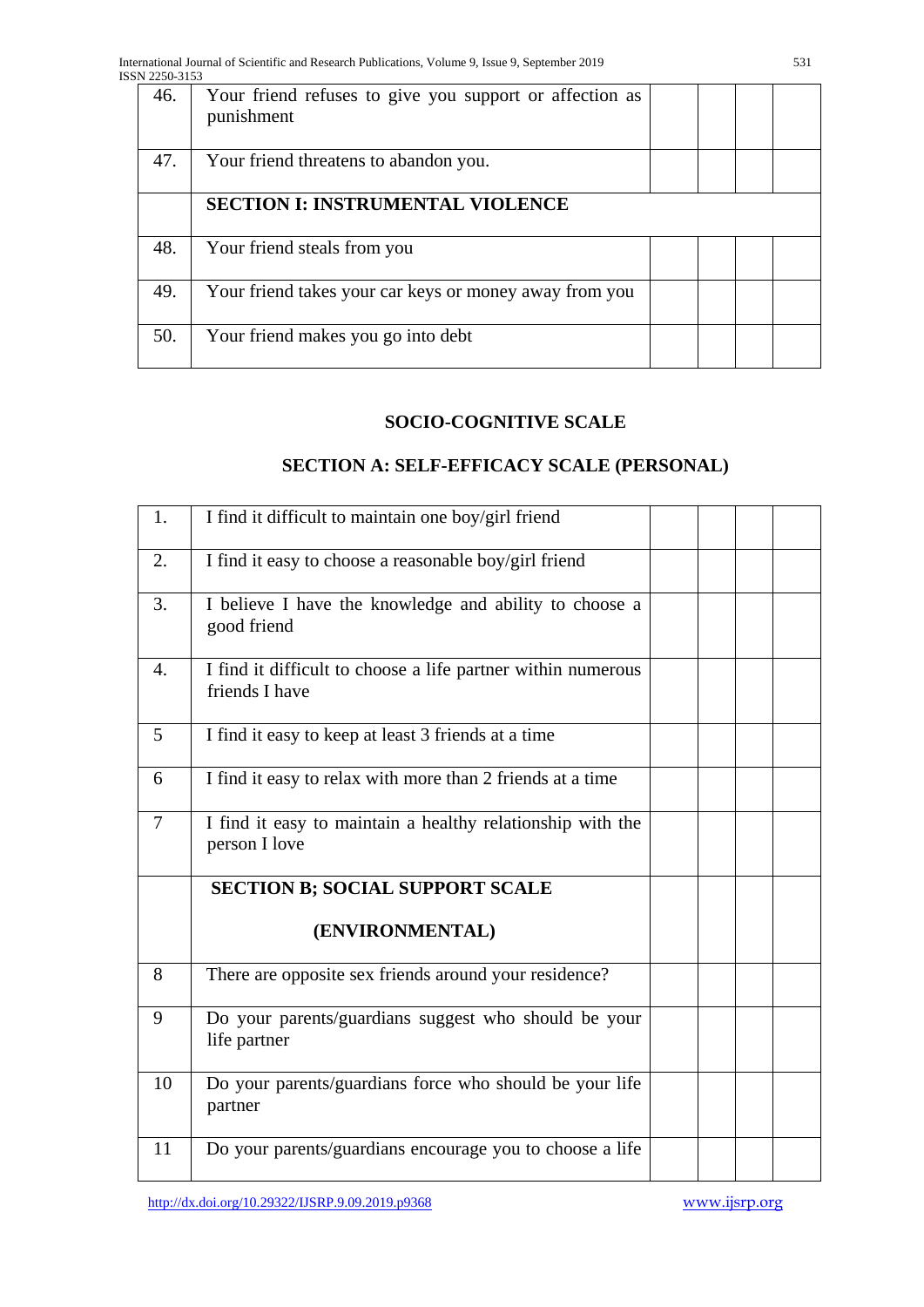| | | | | | |
|---|---|---|---|---|---|
| 46. | Your friend refuses to give you support or affection as punishment | | | | |
| 47. | Your friend threatens to abandon you. | | | | |
| | **SECTION I: INSTRUMENTAL VIOLENCE** | | | | |
| 48. | Your friend steals from you | | | | |
| 49. | Your friend takes your car keys or money away from you | | | | |
| 50. | Your friend makes you go into debt | | | | |

## SOCIO-COGNITIVE SCALE

### SECTION A: SELF-EFFICACY SCALE (PERSONAL)

| | | | | | |
|---|---|---|---|---|---|
| 1. | I find it difficult to maintain one boy/girl friend | | | | |
| 2. | I find it easy to choose a reasonable boy/girl friend | | | | |
| 3. | I believe I have the knowledge and ability to choose a good friend | | | | |
| 4. | I find it difficult to choose a life partner within numerous friends I have | | | | |
| 5 | I find it easy to keep at least 3 friends at a time | | | | |
| 6 | I find it easy to relax with more than 2 friends at a time | | | | |
| 7 | I find it easy to maintain a healthy relationship with the person I love | | | | |
| | **SECTION B; SOCIAL SUPPORT SCALE (ENVIRONMENTAL)** | | | | |
| 8 | There are opposite sex friends around your residence? | | | | |
| 9 | Do your parents/guardians suggest who should be your life partner | | | | |
| 10 | Do your parents/guardians force who should be your life partner | | | | |
| 11 | Do your parents/guardians encourage you to choose a life | | | | |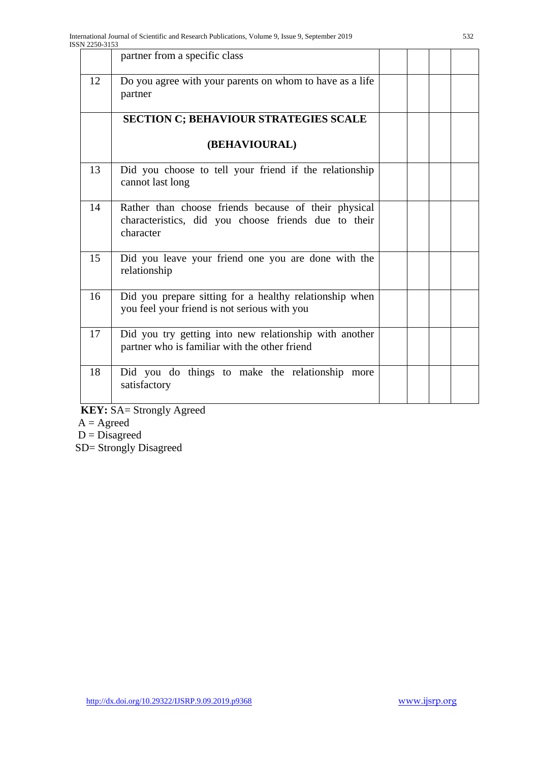| | | | | | |
|---|---|---|---|---|---|
| | partner from a specific class | | | | |
| 12 | Do you agree with your parents on whom to have as a life partner | | | | |
| | **SECTION C; BEHAVIOUR STRATEGIES SCALE (BEHAVIOURAL)** | | | | |
| 13 | Did you choose to tell your friend if the relationship cannot last long | | | | |
| 14 | Rather than choose friends because of their physical characteristics, did you choose friends due to their character | | | | |
| 15 | Did you leave your friend one you are done with the relationship | | | | |
| 16 | Did you prepare sitting for a healthy relationship when you feel your friend is not serious with you | | | | |
| 17 | Did you try getting into new relationship with another partner who is familiar with the other friend | | | | |
| 18 | Did you do things to make the relationship more satisfactory | | | | |

**KEY:** SA= Strongly Agreed
A = Agreed
D = Disagreed
SD= Strongly Disagreed